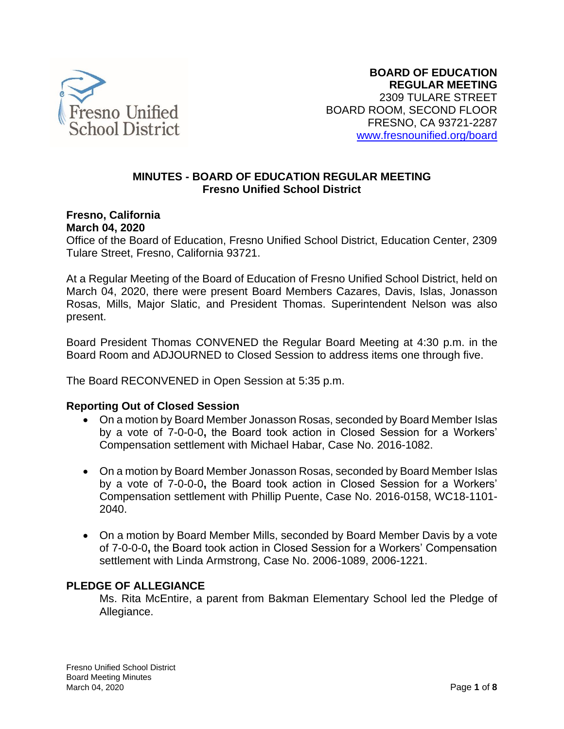**BOARD OF EDUCATION**
**REGULAR MEETING**
2309 TULARE STREET
BOARD ROOM, SECOND FLOOR
FRESNO, CA 93721-2287
www.fresnounified.org/board

# MINUTES - BOARD OF EDUCATION REGULAR MEETING
## Fresno Unified School District

**Fresno, California**
**March 04, 2020**
Office of the Board of Education, Fresno Unified School District, Education Center, 2309 Tulare Street, Fresno, California 93721.

At a Regular Meeting of the Board of Education of Fresno Unified School District, held on March 04, 2020, there were present Board Members Cazares, Davis, Islas, Jonasson Rosas, Mills, Major Slatic, and President Thomas. Superintendent Nelson was also present.

Board President Thomas CONVENED the Regular Board Meeting at 4:30 p.m. in the Board Room and ADJOURNED to Closed Session to address items one through five.

The Board RECONVENED in Open Session at 5:35 p.m.

### Reporting Out of Closed Session

- On a motion by Board Member Jonasson Rosas, seconded by Board Member Islas by a vote of 7-0-0-0**,** the Board took action in Closed Session for a Workers' Compensation settlement with Michael Habar, Case No. 2016-1082.
- On a motion by Board Member Jonasson Rosas, seconded by Board Member Islas by a vote of 7-0-0-0**,** the Board took action in Closed Session for a Workers' Compensation settlement with Phillip Puente, Case No. 2016-0158, WC18-1101-2040.
- On a motion by Board Member Mills, seconded by Board Member Davis by a vote of 7-0-0-0**,** the Board took action in Closed Session for a Workers' Compensation settlement with Linda Armstrong, Case No. 2006-1089, 2006-1221.

### PLEDGE OF ALLEGIANCE

Ms. Rita McEntire, a parent from Bakman Elementary School led the Pledge of Allegiance.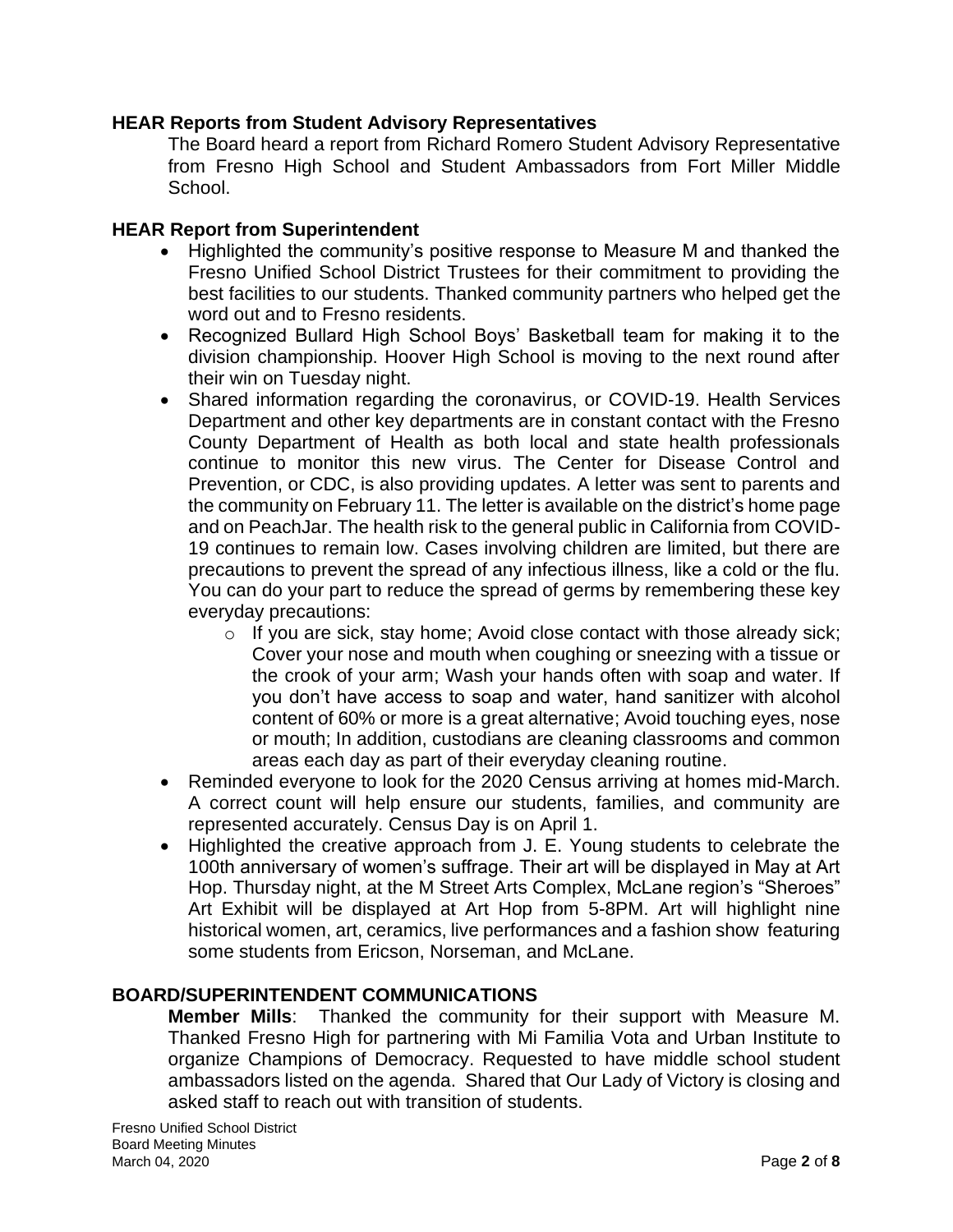## HEAR Reports from Student Advisory Representatives

The Board heard a report from Richard Romero Student Advisory Representative from Fresno High School and Student Ambassadors from Fort Miller Middle School.

## HEAR Report from Superintendent

- Highlighted the community's positive response to Measure M and thanked the Fresno Unified School District Trustees for their commitment to providing the best facilities to our students. Thanked community partners who helped get the word out and to Fresno residents.
- Recognized Bullard High School Boys' Basketball team for making it to the division championship. Hoover High School is moving to the next round after their win on Tuesday night.
- Shared information regarding the coronavirus, or COVID-19. Health Services Department and other key departments are in constant contact with the Fresno County Department of Health as both local and state health professionals continue to monitor this new virus. The Center for Disease Control and Prevention, or CDC, is also providing updates. A letter was sent to parents and the community on February 11. The letter is available on the district's home page and on PeachJar. The health risk to the general public in California from COVID-19 continues to remain low. Cases involving children are limited, but there are precautions to prevent the spread of any infectious illness, like a cold or the flu. You can do your part to reduce the spread of germs by remembering these key everyday precautions:
  - If you are sick, stay home; Avoid close contact with those already sick; Cover your nose and mouth when coughing or sneezing with a tissue or the crook of your arm; Wash your hands often with soap and water. If you don't have access to soap and water, hand sanitizer with alcohol content of 60% or more is a great alternative; Avoid touching eyes, nose or mouth; In addition, custodians are cleaning classrooms and common areas each day as part of their everyday cleaning routine.
- Reminded everyone to look for the 2020 Census arriving at homes mid-March. A correct count will help ensure our students, families, and community are represented accurately. Census Day is on April 1.
- Highlighted the creative approach from J. E. Young students to celebrate the 100th anniversary of women's suffrage. Their art will be displayed in May at Art Hop. Thursday night, at the M Street Arts Complex, McLane region's "Sheroes" Art Exhibit will be displayed at Art Hop from 5-8PM. Art will highlight nine historical women, art, ceramics, live performances and a fashion show featuring some students from Ericson, Norseman, and McLane.

## BOARD/SUPERINTENDENT COMMUNICATIONS

**Member Mills**: Thanked the community for their support with Measure M. Thanked Fresno High for partnering with Mi Familia Vota and Urban Institute to organize Champions of Democracy. Requested to have middle school student ambassadors listed on the agenda. Shared that Our Lady of Victory is closing and asked staff to reach out with transition of students.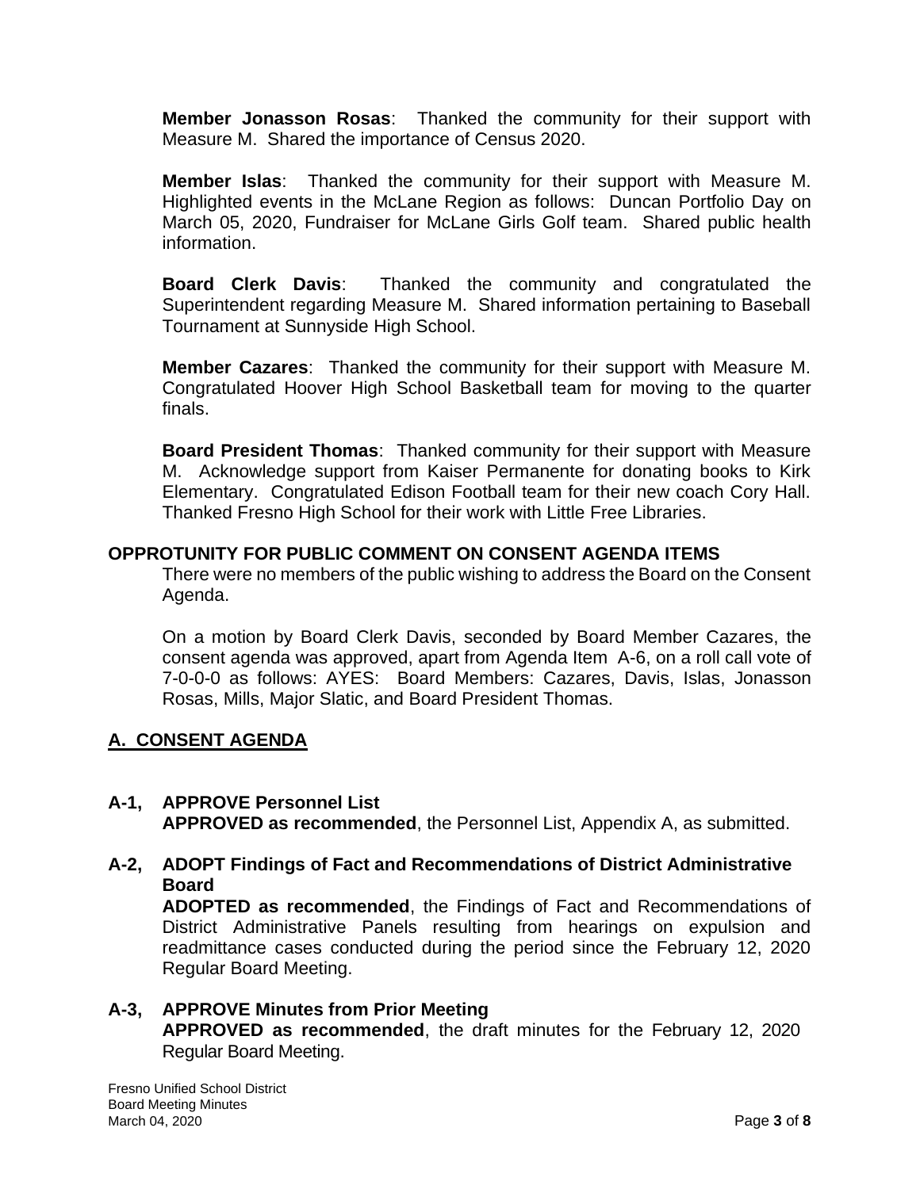**Member Jonasson Rosas**: Thanked the community for their support with Measure M. Shared the importance of Census 2020.

**Member Islas**: Thanked the community for their support with Measure M. Highlighted events in the McLane Region as follows: Duncan Portfolio Day on March 05, 2020, Fundraiser for McLane Girls Golf team. Shared public health information.

**Board Clerk Davis**: Thanked the community and congratulated the Superintendent regarding Measure M. Shared information pertaining to Baseball Tournament at Sunnyside High School.

**Member Cazares**: Thanked the community for their support with Measure M. Congratulated Hoover High School Basketball team for moving to the quarter finals.

**Board President Thomas**: Thanked community for their support with Measure M. Acknowledge support from Kaiser Permanente for donating books to Kirk Elementary. Congratulated Edison Football team for their new coach Cory Hall. Thanked Fresno High School for their work with Little Free Libraries.

## OPPROTUNITY FOR PUBLIC COMMENT ON CONSENT AGENDA ITEMS

There were no members of the public wishing to address the Board on the Consent Agenda.

On a motion by Board Clerk Davis, seconded by Board Member Cazares, the consent agenda was approved, apart from Agenda Item A-6, on a roll call vote of 7-0-0-0 as follows: AYES: Board Members: Cazares, Davis, Islas, Jonasson Rosas, Mills, Major Slatic, and Board President Thomas.

## A. CONSENT AGENDA

### A-1, APPROVE Personnel List

**APPROVED as recommended**, the Personnel List, Appendix A, as submitted.

### A-2, ADOPT Findings of Fact and Recommendations of District Administrative Board

**ADOPTED as recommended**, the Findings of Fact and Recommendations of District Administrative Panels resulting from hearings on expulsion and readmittance cases conducted during the period since the February 12, 2020 Regular Board Meeting.

### A-3, APPROVE Minutes from Prior Meeting

**APPROVED as recommended**, the draft minutes for the February 12, 2020 Regular Board Meeting.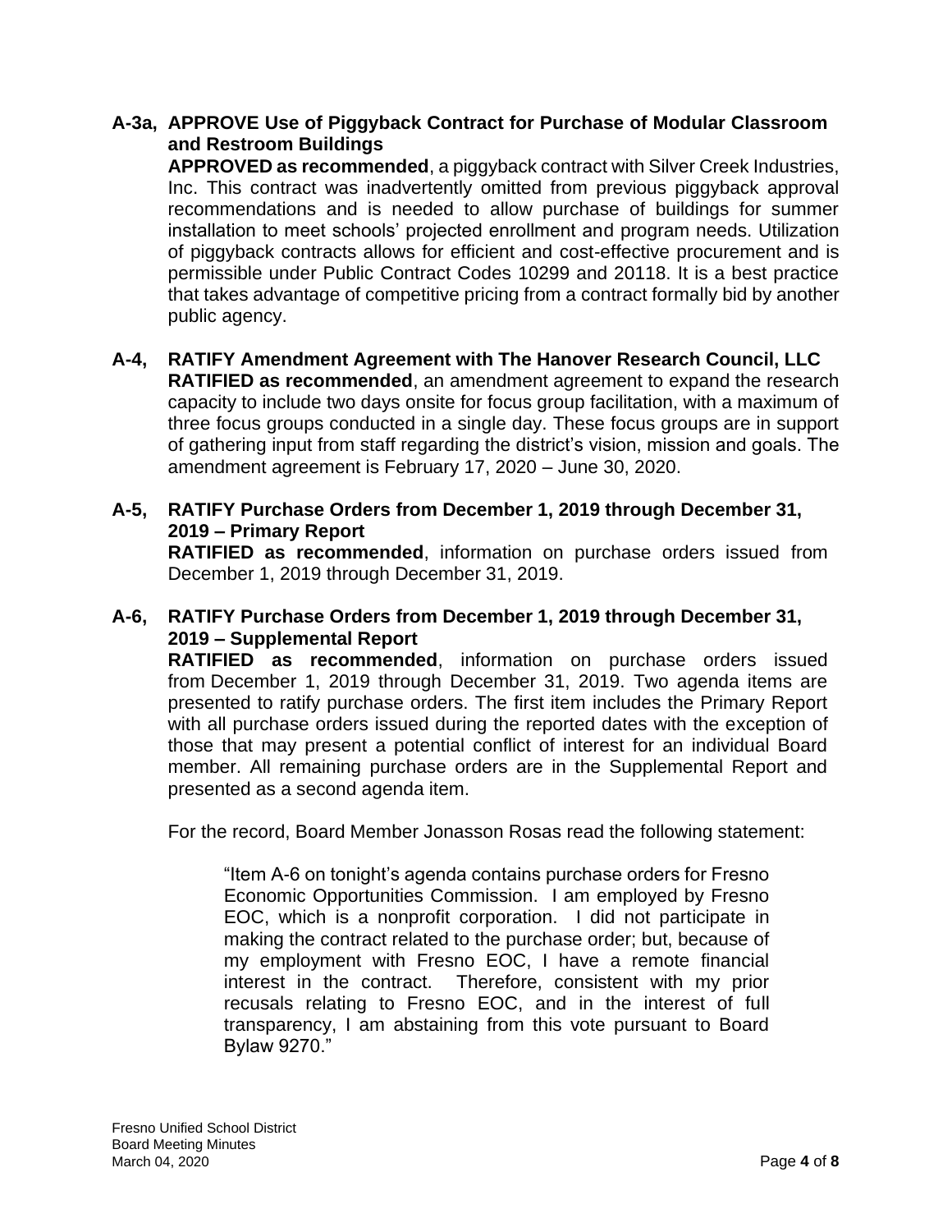**A-3a, APPROVE Use of Piggyback Contract for Purchase of Modular Classroom and Restroom Buildings**

**APPROVED as recommended**, a piggyback contract with Silver Creek Industries, Inc. This contract was inadvertently omitted from previous piggyback approval recommendations and is needed to allow purchase of buildings for summer installation to meet schools' projected enrollment and program needs. Utilization of piggyback contracts allows for efficient and cost-effective procurement and is permissible under Public Contract Codes 10299 and 20118. It is a best practice that takes advantage of competitive pricing from a contract formally bid by another public agency.

**A-4, RATIFY Amendment Agreement with The Hanover Research Council, LLC**

**RATIFIED as recommended**, an amendment agreement to expand the research capacity to include two days onsite for focus group facilitation, with a maximum of three focus groups conducted in a single day. These focus groups are in support of gathering input from staff regarding the district's vision, mission and goals. The amendment agreement is February 17, 2020 – June 30, 2020.

**A-5, RATIFY Purchase Orders from December 1, 2019 through December 31, 2019 – Primary Report**

**RATIFIED as recommended**, information on purchase orders issued from December 1, 2019 through December 31, 2019.

**A-6, RATIFY Purchase Orders from December 1, 2019 through December 31, 2019 – Supplemental Report**

**RATIFIED as recommended**, information on purchase orders issued from December 1, 2019 through December 31, 2019. Two agenda items are presented to ratify purchase orders. The first item includes the Primary Report with all purchase orders issued during the reported dates with the exception of those that may present a potential conflict of interest for an individual Board member. All remaining purchase orders are in the Supplemental Report and presented as a second agenda item.

For the record, Board Member Jonasson Rosas read the following statement:

> "Item A-6 on tonight's agenda contains purchase orders for Fresno Economic Opportunities Commission. I am employed by Fresno EOC, which is a nonprofit corporation. I did not participate in making the contract related to the purchase order; but, because of my employment with Fresno EOC, I have a remote financial interest in the contract. Therefore, consistent with my prior recusals relating to Fresno EOC, and in the interest of full transparency, I am abstaining from this vote pursuant to Board Bylaw 9270."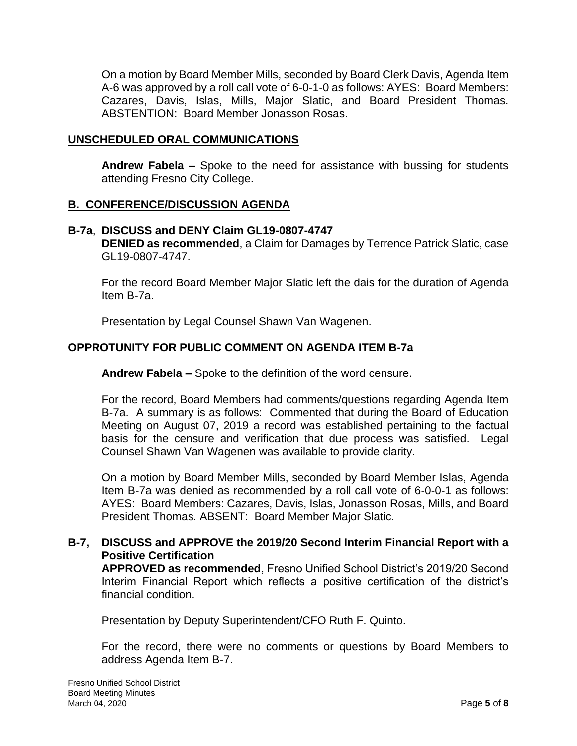On a motion by Board Member Mills, seconded by Board Clerk Davis, Agenda Item A-6 was approved by a roll call vote of 6-0-1-0 as follows: AYES: Board Members: Cazares, Davis, Islas, Mills, Major Slatic, and Board President Thomas. ABSTENTION: Board Member Jonasson Rosas.

## UNSCHEDULED ORAL COMMUNICATIONS

**Andrew Fabela –** Spoke to the need for assistance with bussing for students attending Fresno City College.

## B. CONFERENCE/DISCUSSION AGENDA

### B-7a, DISCUSS and DENY Claim GL19-0807-4747

**DENIED as recommended**, a Claim for Damages by Terrence Patrick Slatic, case GL19-0807-4747.

For the record Board Member Major Slatic left the dais for the duration of Agenda Item B-7a.

Presentation by Legal Counsel Shawn Van Wagenen.

### OPPROTUNITY FOR PUBLIC COMMENT ON AGENDA ITEM B-7a

**Andrew Fabela –** Spoke to the definition of the word censure.

For the record, Board Members had comments/questions regarding Agenda Item B-7a. A summary is as follows: Commented that during the Board of Education Meeting on August 07, 2019 a record was established pertaining to the factual basis for the censure and verification that due process was satisfied. Legal Counsel Shawn Van Wagenen was available to provide clarity.

On a motion by Board Member Mills, seconded by Board Member Islas, Agenda Item B-7a was denied as recommended by a roll call vote of 6-0-0-1 as follows: AYES: Board Members: Cazares, Davis, Islas, Jonasson Rosas, Mills, and Board President Thomas. ABSENT: Board Member Major Slatic.

### B-7, DISCUSS and APPROVE the 2019/20 Second Interim Financial Report with a Positive Certification

**APPROVED as recommended**, Fresno Unified School District's 2019/20 Second Interim Financial Report which reflects a positive certification of the district's financial condition.

Presentation by Deputy Superintendent/CFO Ruth F. Quinto.

For the record, there were no comments or questions by Board Members to address Agenda Item B-7.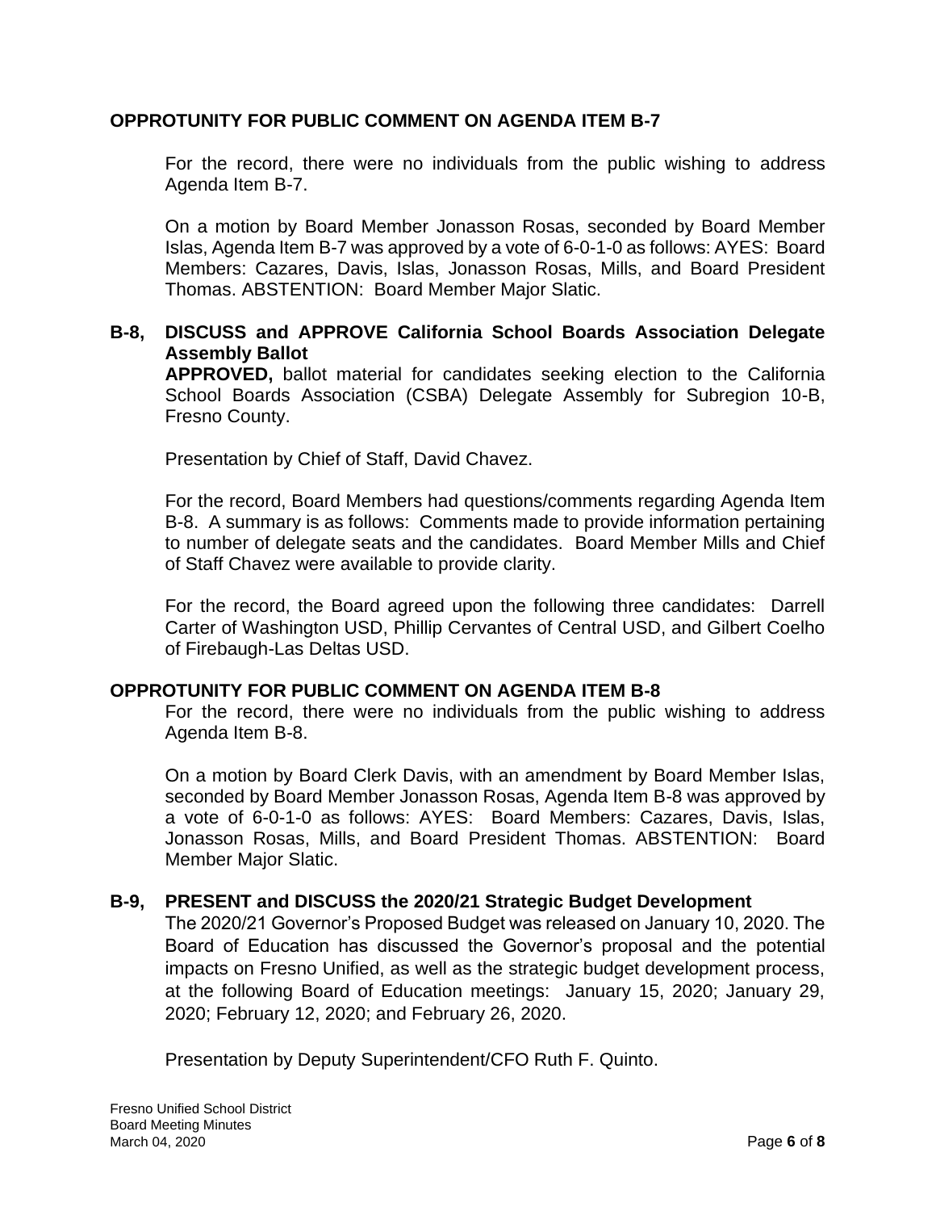**OPPROTUNITY FOR PUBLIC COMMENT ON AGENDA ITEM B-7**

For the record, there were no individuals from the public wishing to address Agenda Item B-7.

On a motion by Board Member Jonasson Rosas, seconded by Board Member Islas, Agenda Item B-7 was approved by a vote of 6-0-1-0 as follows: AYES: Board Members: Cazares, Davis, Islas, Jonasson Rosas, Mills, and Board President Thomas. ABSTENTION: Board Member Major Slatic.

**B-8, DISCUSS and APPROVE California School Boards Association Delegate Assembly Ballot**

**APPROVED,** ballot material for candidates seeking election to the California School Boards Association (CSBA) Delegate Assembly for Subregion 10-B, Fresno County.

Presentation by Chief of Staff, David Chavez.

For the record, Board Members had questions/comments regarding Agenda Item B-8. A summary is as follows: Comments made to provide information pertaining to number of delegate seats and the candidates. Board Member Mills and Chief of Staff Chavez were available to provide clarity.

For the record, the Board agreed upon the following three candidates: Darrell Carter of Washington USD, Phillip Cervantes of Central USD, and Gilbert Coelho of Firebaugh-Las Deltas USD.

**OPPROTUNITY FOR PUBLIC COMMENT ON AGENDA ITEM B-8**

For the record, there were no individuals from the public wishing to address Agenda Item B-8.

On a motion by Board Clerk Davis, with an amendment by Board Member Islas, seconded by Board Member Jonasson Rosas, Agenda Item B-8 was approved by a vote of 6-0-1-0 as follows: AYES: Board Members: Cazares, Davis, Islas, Jonasson Rosas, Mills, and Board President Thomas. ABSTENTION: Board Member Major Slatic.

**B-9, PRESENT and DISCUSS the 2020/21 Strategic Budget Development**

The 2020/21 Governor's Proposed Budget was released on January 10, 2020. The Board of Education has discussed the Governor's proposal and the potential impacts on Fresno Unified, as well as the strategic budget development process, at the following Board of Education meetings: January 15, 2020; January 29, 2020; February 12, 2020; and February 26, 2020.

Presentation by Deputy Superintendent/CFO Ruth F. Quinto.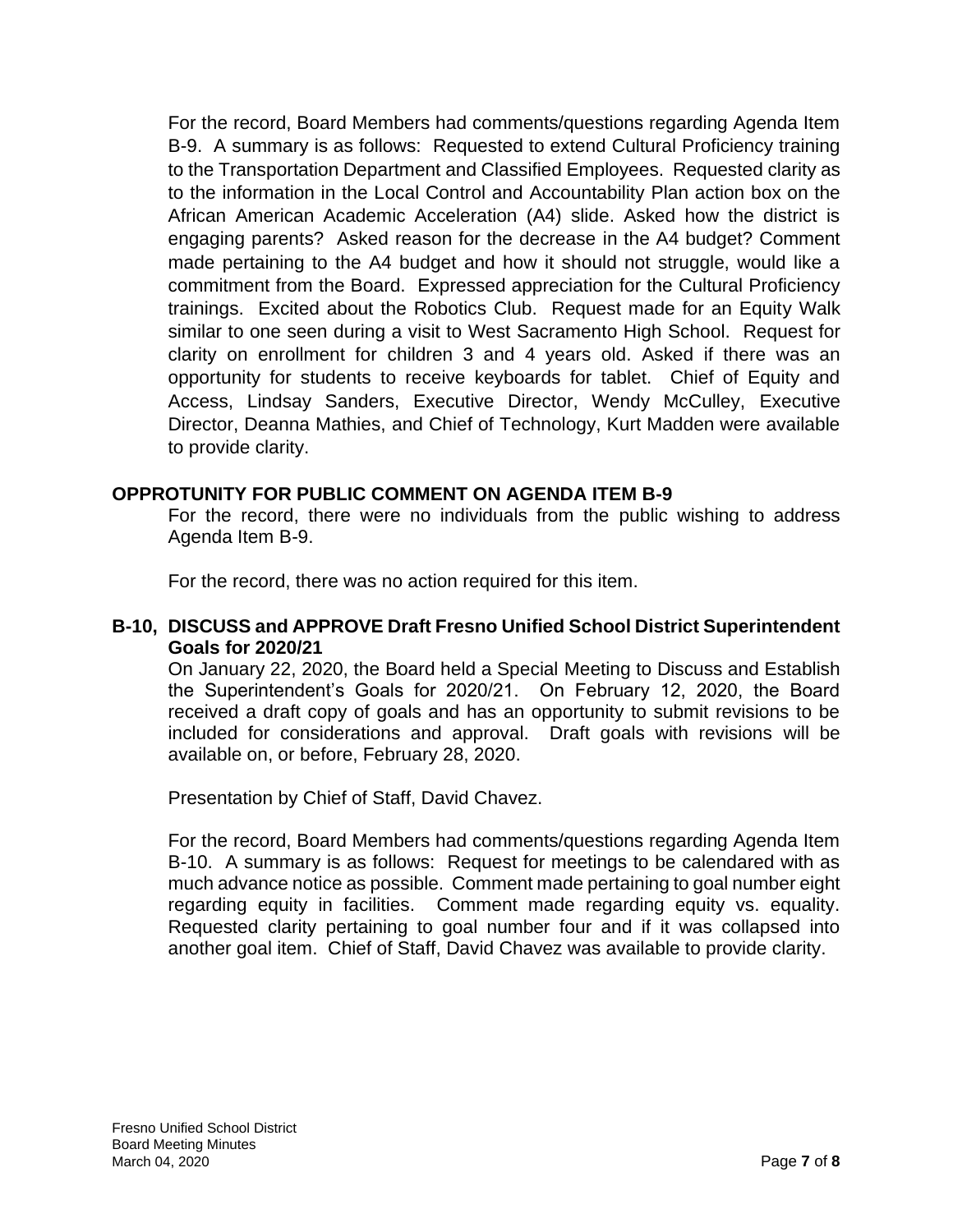For the record, Board Members had comments/questions regarding Agenda Item B-9. A summary is as follows: Requested to extend Cultural Proficiency training to the Transportation Department and Classified Employees. Requested clarity as to the information in the Local Control and Accountability Plan action box on the African American Academic Acceleration (A4) slide. Asked how the district is engaging parents? Asked reason for the decrease in the A4 budget? Comment made pertaining to the A4 budget and how it should not struggle, would like a commitment from the Board. Expressed appreciation for the Cultural Proficiency trainings. Excited about the Robotics Club. Request made for an Equity Walk similar to one seen during a visit to West Sacramento High School. Request for clarity on enrollment for children 3 and 4 years old. Asked if there was an opportunity for students to receive keyboards for tablet. Chief of Equity and Access, Lindsay Sanders, Executive Director, Wendy McCulley, Executive Director, Deanna Mathies, and Chief of Technology, Kurt Madden were available to provide clarity.

**OPPROTUNITY FOR PUBLIC COMMENT ON AGENDA ITEM B-9**

For the record, there were no individuals from the public wishing to address Agenda Item B-9.

For the record, there was no action required for this item.

**B-10, DISCUSS and APPROVE Draft Fresno Unified School District Superintendent Goals for 2020/21**

On January 22, 2020, the Board held a Special Meeting to Discuss and Establish the Superintendent's Goals for 2020/21. On February 12, 2020, the Board received a draft copy of goals and has an opportunity to submit revisions to be included for considerations and approval. Draft goals with revisions will be available on, or before, February 28, 2020.

Presentation by Chief of Staff, David Chavez.

For the record, Board Members had comments/questions regarding Agenda Item B-10. A summary is as follows: Request for meetings to be calendared with as much advance notice as possible. Comment made pertaining to goal number eight regarding equity in facilities. Comment made regarding equity vs. equality. Requested clarity pertaining to goal number four and if it was collapsed into another goal item. Chief of Staff, David Chavez was available to provide clarity.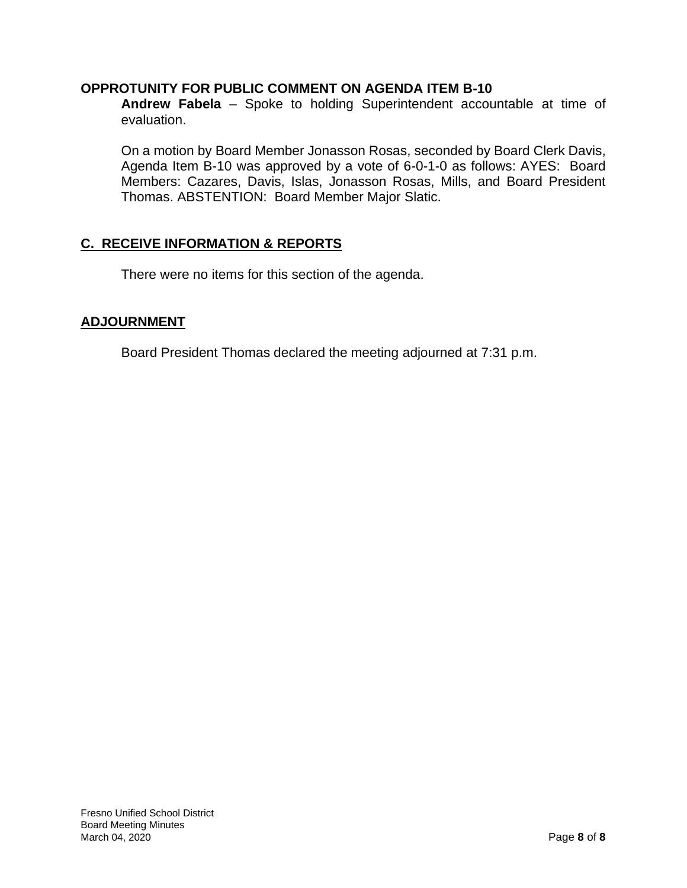**OPPROTUNITY FOR PUBLIC COMMENT ON AGENDA ITEM B-10**

**Andrew Fabela** – Spoke to holding Superintendent accountable at time of evaluation.

On a motion by Board Member Jonasson Rosas, seconded by Board Clerk Davis, Agenda Item B-10 was approved by a vote of 6-0-1-0 as follows: AYES: Board Members: Cazares, Davis, Islas, Jonasson Rosas, Mills, and Board President Thomas. ABSTENTION: Board Member Major Slatic.

## C. RECEIVE INFORMATION & REPORTS

There were no items for this section of the agenda.

## ADJOURNMENT

Board President Thomas declared the meeting adjourned at 7:31 p.m.